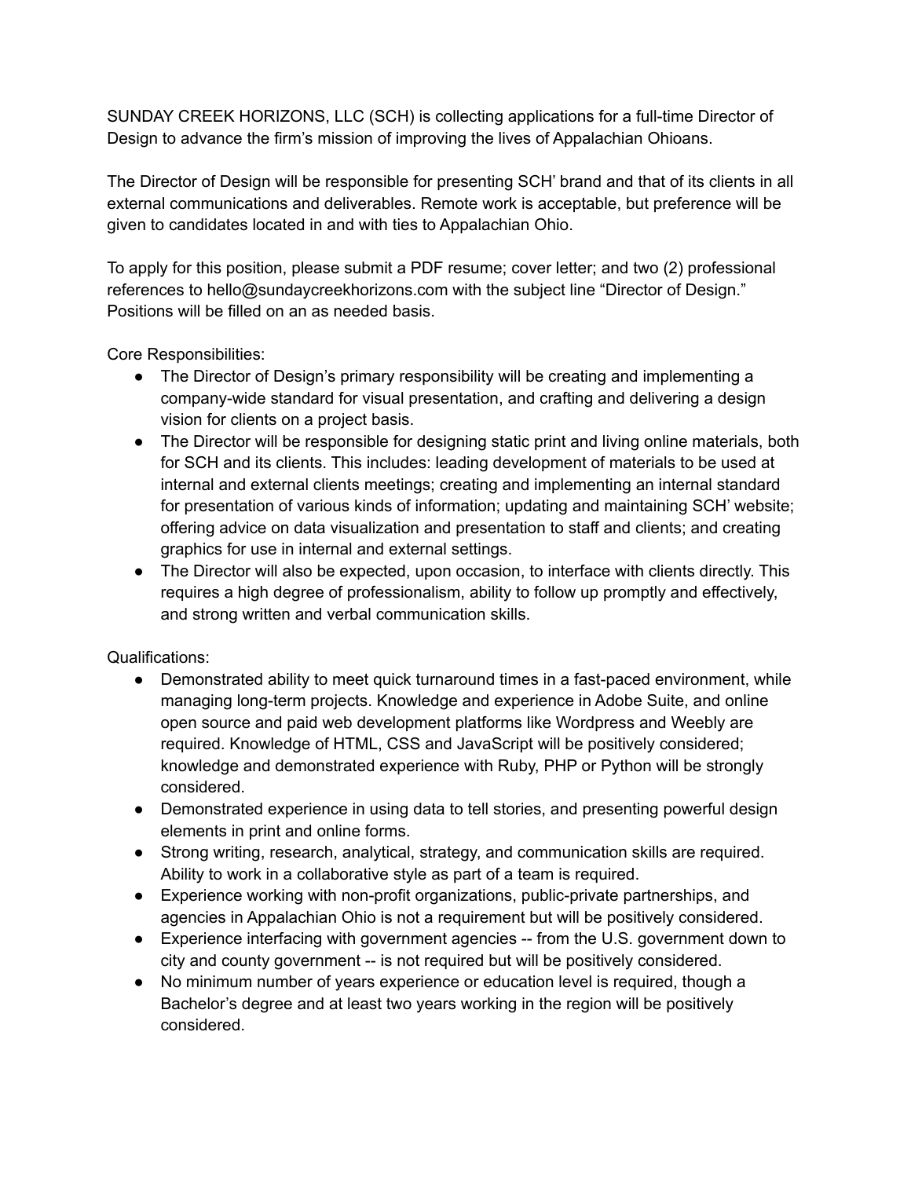SUNDAY CREEK HORIZONS, LLC (SCH) is collecting applications for a full-time Director of Design to advance the firm's mission of improving the lives of Appalachian Ohioans.

The Director of Design will be responsible for presenting SCH' brand and that of its clients in all external communications and deliverables. Remote work is acceptable, but preference will be given to candidates located in and with ties to Appalachian Ohio.

To apply for this position, please submit a PDF resume; cover letter; and two (2) professional references to hello@sundaycreekhorizons.com with the subject line "Director of Design." Positions will be filled on an as needed basis.

Core Responsibilities:

- The Director of Design's primary responsibility will be creating and implementing a company-wide standard for visual presentation, and crafting and delivering a design vision for clients on a project basis.
- The Director will be responsible for designing static print and living online materials, both for SCH and its clients. This includes: leading development of materials to be used at internal and external clients meetings; creating and implementing an internal standard for presentation of various kinds of information; updating and maintaining SCH' website; offering advice on data visualization and presentation to staff and clients; and creating graphics for use in internal and external settings.
- The Director will also be expected, upon occasion, to interface with clients directly. This requires a high degree of professionalism, ability to follow up promptly and effectively, and strong written and verbal communication skills.

Qualifications:

- Demonstrated ability to meet quick turnaround times in a fast-paced environment, while managing long-term projects. Knowledge and experience in Adobe Suite, and online open source and paid web development platforms like Wordpress and Weebly are required. Knowledge of HTML, CSS and JavaScript will be positively considered; knowledge and demonstrated experience with Ruby, PHP or Python will be strongly considered.
- Demonstrated experience in using data to tell stories, and presenting powerful design elements in print and online forms.
- Strong writing, research, analytical, strategy, and communication skills are required. Ability to work in a collaborative style as part of a team is required.
- Experience working with non-profit organizations, public-private partnerships, and agencies in Appalachian Ohio is not a requirement but will be positively considered.
- Experience interfacing with government agencies -- from the U.S. government down to city and county government -- is not required but will be positively considered.
- No minimum number of years experience or education level is required, though a Bachelor's degree and at least two years working in the region will be positively considered.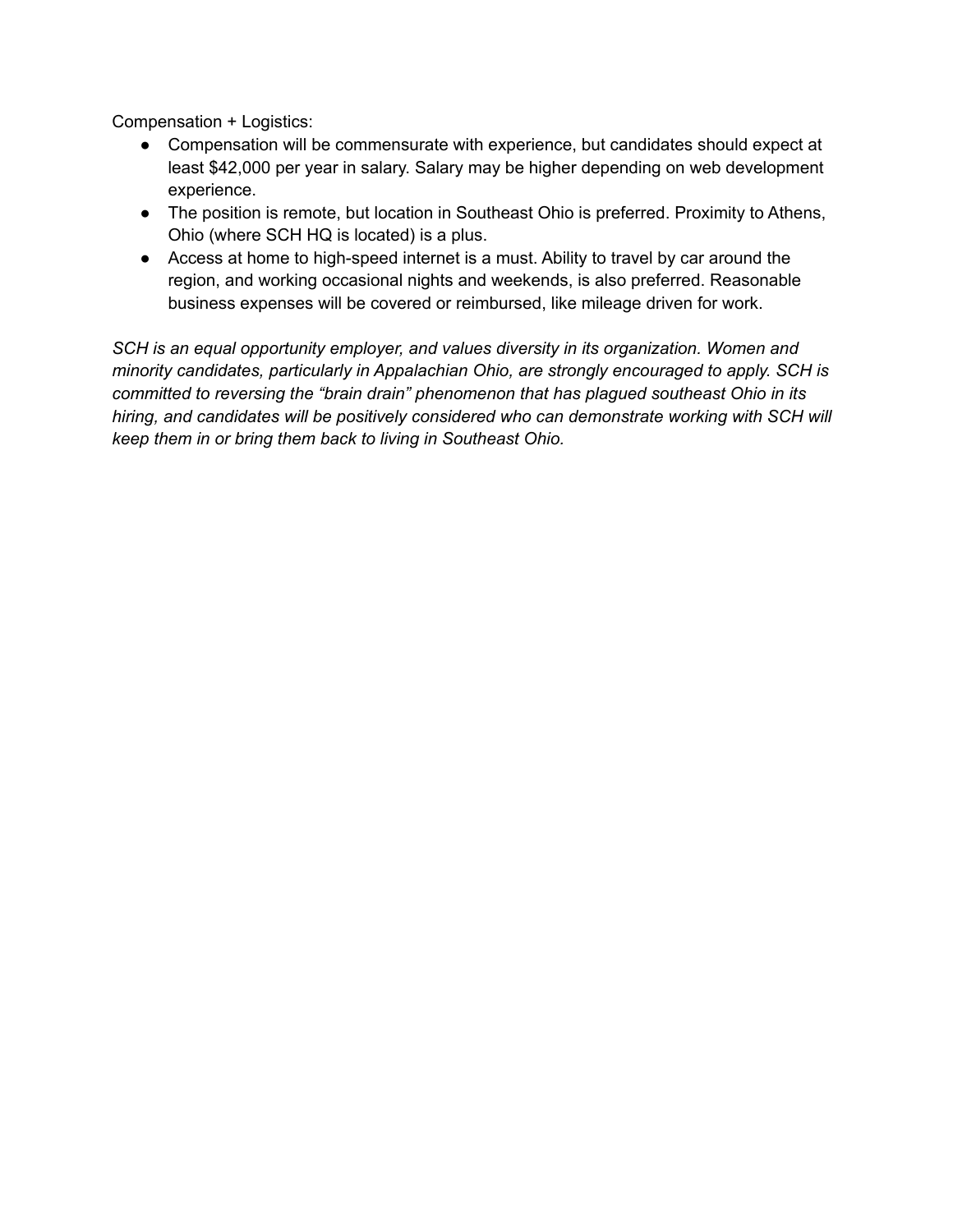Compensation + Logistics:

- Compensation will be commensurate with experience, but candidates should expect at least $42,000 per year in salary. Salary may be higher depending on web development experience.
- The position is remote, but location in Southeast Ohio is preferred. Proximity to Athens, Ohio (where SCH HQ is located) is a plus.
- Access at home to high-speed internet is a must. Ability to travel by car around the region, and working occasional nights and weekends, is also preferred. Reasonable business expenses will be covered or reimbursed, like mileage driven for work.

*SCH is an equal opportunity employer, and values diversity in its organization. Women and minority candidates, particularly in Appalachian Ohio, are strongly encouraged to apply. SCH is committed to reversing the "brain drain" phenomenon that has plagued southeast Ohio in its hiring, and candidates will be positively considered who can demonstrate working with SCH will keep them in or bring them back to living in Southeast Ohio.*